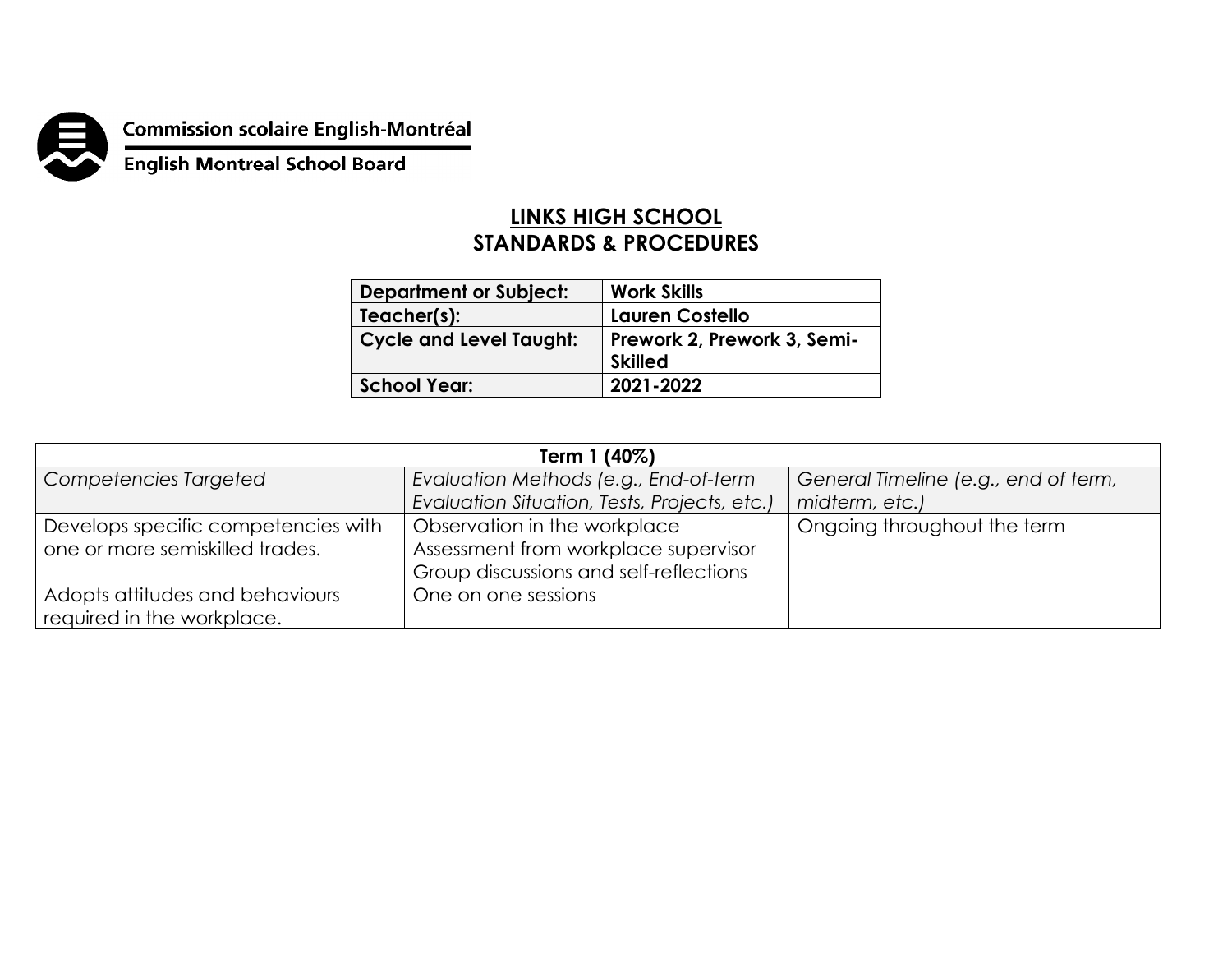Commission scolaire English-Montréal

English Montreal School Board

# LINKS HIGH SCHOOL
## STANDARDS & PROCEDURES

| **Department or Subject:** | **Work Skills** |
|---|---|
| **Teacher(s):** | **Lauren Costello** |
| **Cycle and Level Taught:** | **Prework 2, Prework 3, Semi-Skilled** |
| **School Year:** | **2021-2022** |

| **Term 1 (40%)** | | |
|---|---|---|
| *Competencies Targeted* | *Evaluation Methods (e.g., End-of-term Evaluation Situation, Tests, Projects, etc.)* | *General Timeline (e.g., end of term, midterm, etc.)* |
| Develops specific competencies with one or more semiskilled trades.<br><br>Adopts attitudes and behaviours required in the workplace. | Observation in the workplace<br>Assessment from workplace supervisor<br>Group discussions and self-reflections<br>One on one sessions | Ongoing throughout the term |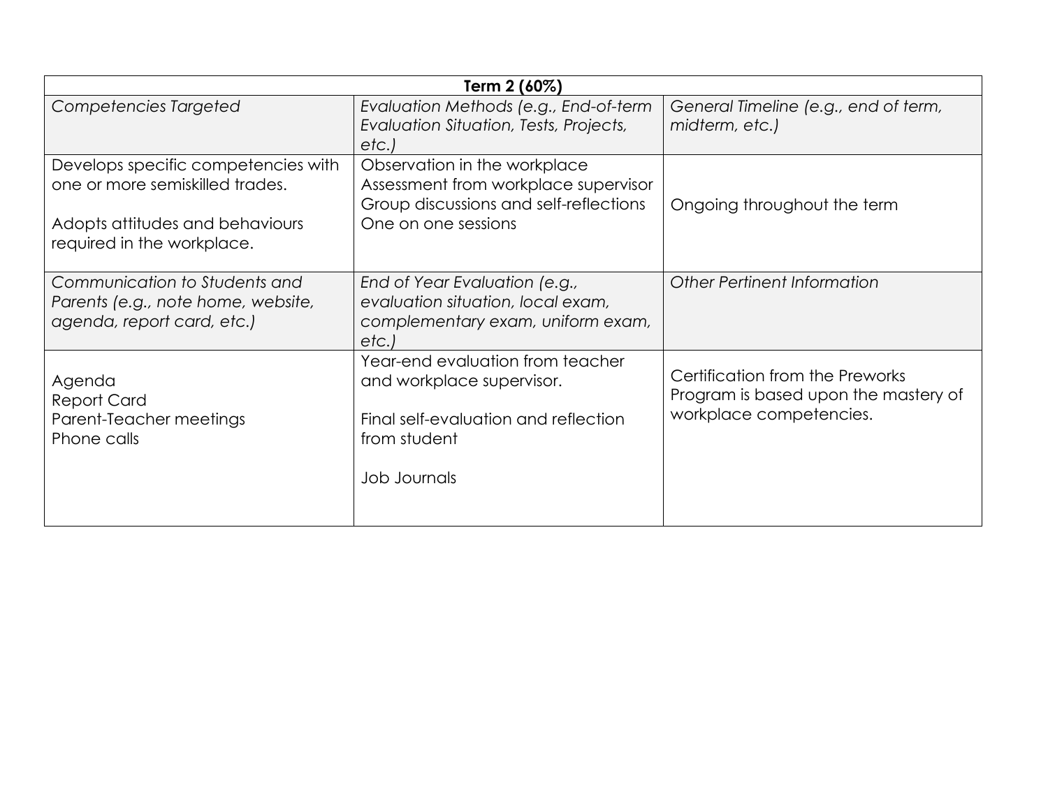| Term 2 (60%) | | |
|---|---|---|
| *Competencies Targeted* | *Evaluation Methods (e.g., End-of-term Evaluation Situation, Tests, Projects, etc.)* | *General Timeline (e.g., end of term, midterm, etc.)* |
| Develops specific competencies with one or more semiskilled trades.<br><br>Adopts attitudes and behaviours required in the workplace. | Observation in the workplace<br>Assessment from workplace supervisor<br>Group discussions and self-reflections<br>One on one sessions | Ongoing throughout the term |
| *Communication to Students and Parents (e.g., note home, website, agenda, report card, etc.)* | *End of Year Evaluation (e.g., evaluation situation, local exam, complementary exam, uniform exam, etc.)* | *Other Pertinent Information* |
| Agenda<br>Report Card<br>Parent-Teacher meetings<br>Phone calls | Year-end evaluation from teacher and workplace supervisor.<br><br>Final self-evaluation and reflection from student<br><br>Job Journals | Certification from the Preworks Program is based upon the mastery of workplace competencies. |